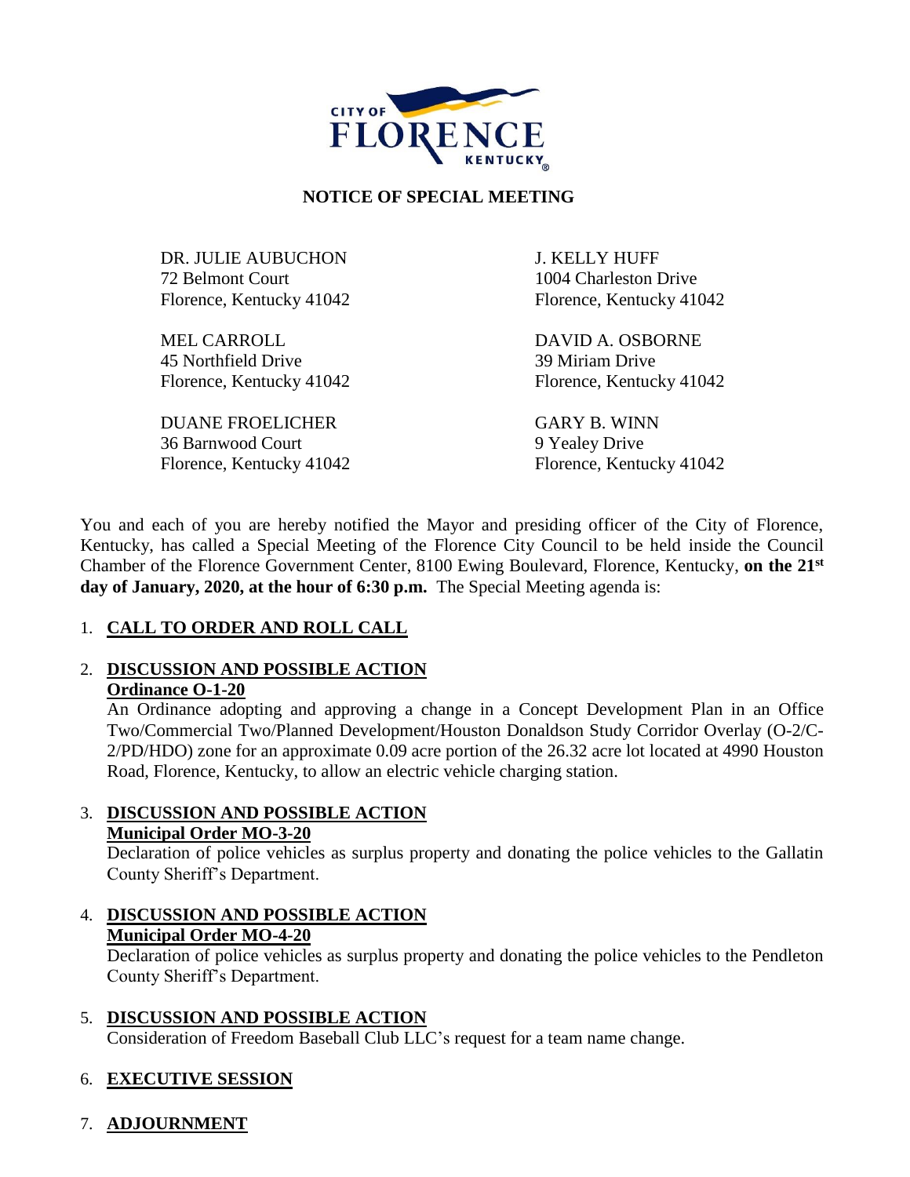CITY OF FLORENCE KENTUCKY

# NOTICE OF SPECIAL MEETING

DR. JULIE AUBUCHON
72 Belmont Court
Florence, Kentucky 41042

MEL CARROLL
45 Northfield Drive
Florence, Kentucky 41042

DUANE FROELICHER
36 Barnwood Court
Florence, Kentucky 41042

J. KELLY HUFF
1004 Charleston Drive
Florence, Kentucky 41042

DAVID A. OSBORNE
39 Miriam Drive
Florence, Kentucky 41042

GARY B. WINN
9 Yealey Drive
Florence, Kentucky 41042

You and each of you are hereby notified the Mayor and presiding officer of the City of Florence, Kentucky, has called a Special Meeting of the Florence City Council to be held inside the Council Chamber of the Florence Government Center, 8100 Ewing Boulevard, Florence, Kentucky, **on the 21st day of January, 2020, at the hour of 6:30 p.m.** The Special Meeting agenda is:

1. **CALL TO ORDER AND ROLL CALL**

2. **DISCUSSION AND POSSIBLE ACTION**
   **Ordinance O-1-20**
   An Ordinance adopting and approving a change in a Concept Development Plan in an Office Two/Commercial Two/Planned Development/Houston Donaldson Study Corridor Overlay (O-2/C-2/PD/HDO) zone for an approximate 0.09 acre portion of the 26.32 acre lot located at 4990 Houston Road, Florence, Kentucky, to allow an electric vehicle charging station.

3. **DISCUSSION AND POSSIBLE ACTION**
   **Municipal Order MO-3-20**
   Declaration of police vehicles as surplus property and donating the police vehicles to the Gallatin County Sheriff's Department.

4. **DISCUSSION AND POSSIBLE ACTION**
   **Municipal Order MO-4-20**
   Declaration of police vehicles as surplus property and donating the police vehicles to the Pendleton County Sheriff's Department.

5. **DISCUSSION AND POSSIBLE ACTION**
   Consideration of Freedom Baseball Club LLC's request for a team name change.

6. **EXECUTIVE SESSION**

7. **ADJOURNMENT**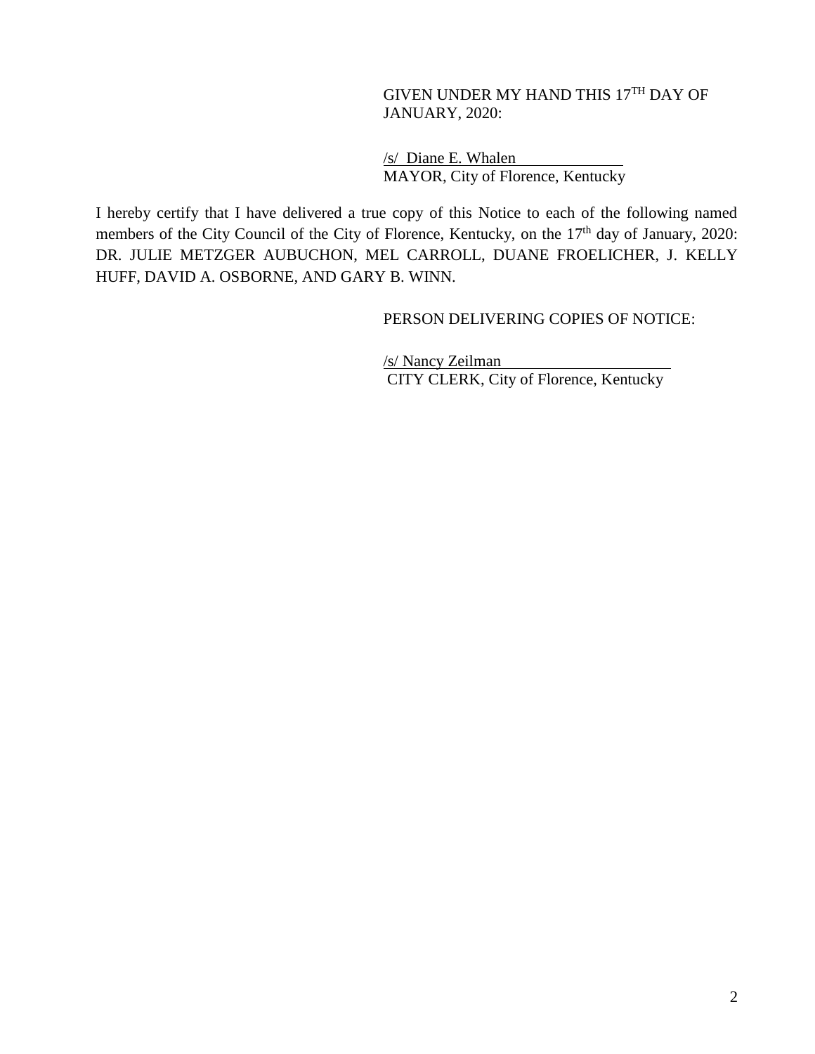GIVEN UNDER MY HAND THIS 17TH DAY OF JANUARY, 2020:

/s/ Diane E. Whalen
MAYOR, City of Florence, Kentucky

I hereby certify that I have delivered a true copy of this Notice to each of the following named members of the City Council of the City of Florence, Kentucky, on the 17th day of January, 2020: DR. JULIE METZGER AUBUCHON, MEL CARROLL, DUANE FROELICHER, J. KELLY HUFF, DAVID A. OSBORNE, AND GARY B. WINN.

PERSON DELIVERING COPIES OF NOTICE:

/s/ Nancy Zeilman
CITY CLERK, City of Florence, Kentucky